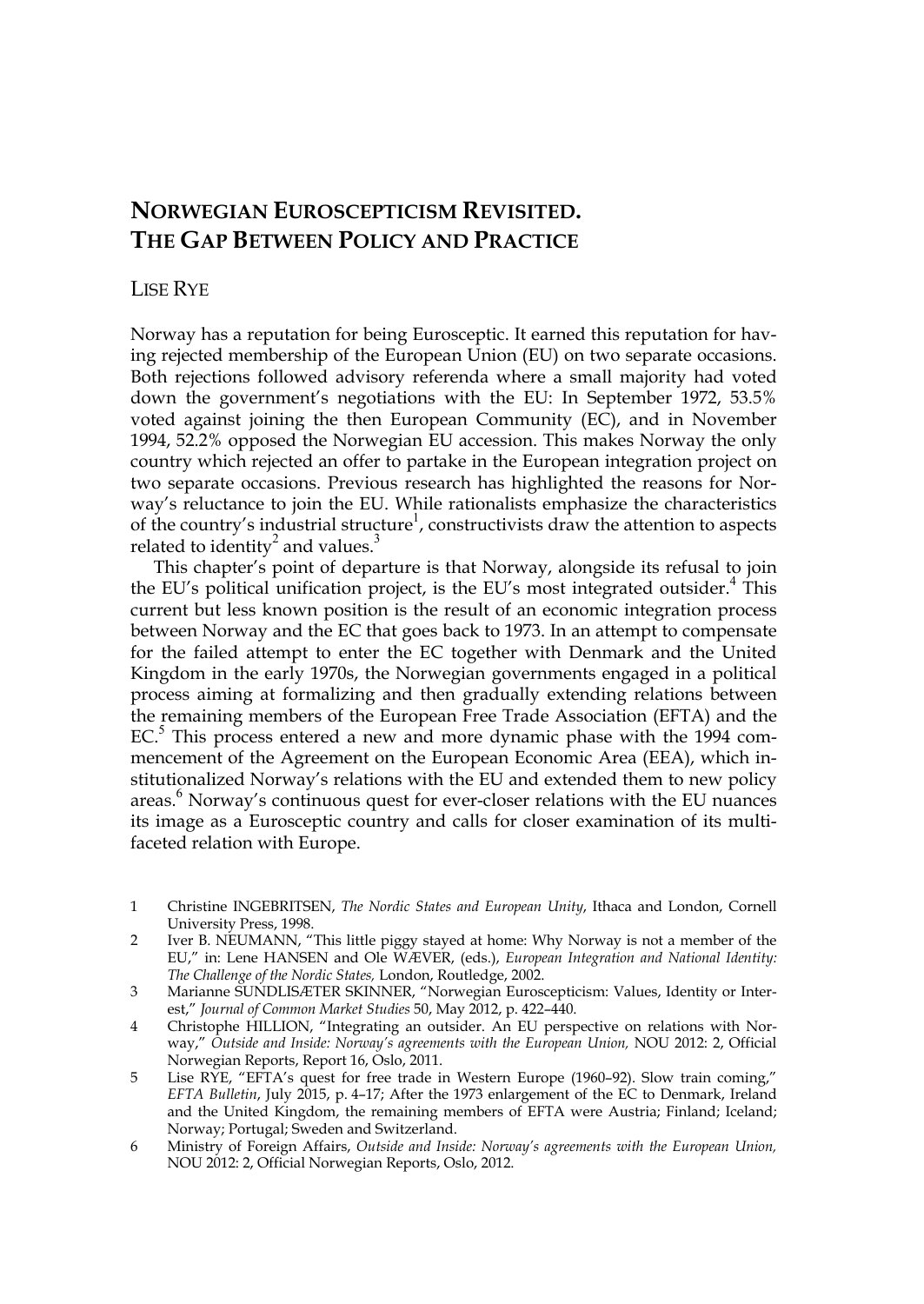# NORWEGIAN EUROSCEPTICISM REVISITED. THE GAP BETWEEN POLICY AND PRACTICE

LISE RYE

Norway has a reputation for being Eurosceptic. It earned this reputation for having rejected membership of the European Union (EU) on two separate occasions. Both rejections followed advisory referenda where a small majority had voted down the government's negotiations with the EU: In September 1972, 53.5% voted against joining the then European Community (EC), and in November 1994, 52.2% opposed the Norwegian EU accession. This makes Norway the only country which rejected an offer to partake in the European integration project on two separate occasions. Previous research has highlighted the reasons for Norway's reluctance to join the EU. While rationalists emphasize the characteristics of the country's industrial structure[1], constructivists draw the attention to aspects related to identity[2] and values.[3]

This chapter's point of departure is that Norway, alongside its refusal to join the EU's political unification project, is the EU's most integrated outsider.[4] This current but less known position is the result of an economic integration process between Norway and the EC that goes back to 1973. In an attempt to compensate for the failed attempt to enter the EC together with Denmark and the United Kingdom in the early 1970s, the Norwegian governments engaged in a political process aiming at formalizing and then gradually extending relations between the remaining members of the European Free Trade Association (EFTA) and the EC.[5] This process entered a new and more dynamic phase with the 1994 commencement of the Agreement on the European Economic Area (EEA), which institutionalized Norway's relations with the EU and extended them to new policy areas.[6] Norway's continuous quest for ever-closer relations with the EU nuances its image as a Eurosceptic country and calls for closer examination of its multifaceted relation with Europe.

1 Christine INGEBRITSEN, *The Nordic States and European Unity*, Ithaca and London, Cornell University Press, 1998.

2 Iver B. NEUMANN, "This little piggy stayed at home: Why Norway is not a member of the EU," in: Lene HANSEN and Ole WÆVER, (eds.), *European Integration and National Identity: The Challenge of the Nordic States,* London, Routledge, 2002.

3 Marianne SUNDLISÆTER SKINNER, "Norwegian Euroscepticism: Values, Identity or Interest," *Journal of Common Market Studies* 50, May 2012, p. 422–440.

4 Christophe HILLION, "Integrating an outsider. An EU perspective on relations with Norway," *Outside and Inside: Norway's agreements with the European Union,* NOU 2012: 2, Official Norwegian Reports, Report 16, Oslo, 2011.

5 Lise RYE, "EFTA's quest for free trade in Western Europe (1960–92). Slow train coming," *EFTA Bulletin*, July 2015, p. 4–17; After the 1973 enlargement of the EC to Denmark, Ireland and the United Kingdom, the remaining members of EFTA were Austria; Finland; Iceland; Norway; Portugal; Sweden and Switzerland.

6 Ministry of Foreign Affairs, *Outside and Inside: Norway's agreements with the European Union,* NOU 2012: 2, Official Norwegian Reports, Oslo, 2012.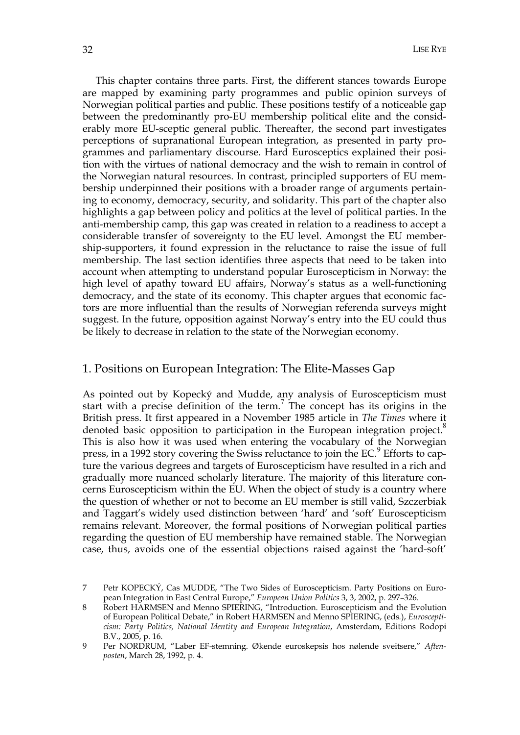This chapter contains three parts. First, the different stances towards Europe are mapped by examining party programmes and public opinion surveys of Norwegian political parties and public. These positions testify of a noticeable gap between the predominantly pro-EU membership political elite and the considerably more EU-sceptic general public. Thereafter, the second part investigates perceptions of supranational European integration, as presented in party programmes and parliamentary discourse. Hard Eurosceptics explained their position with the virtues of national democracy and the wish to remain in control of the Norwegian natural resources. In contrast, principled supporters of EU membership underpinned their positions with a broader range of arguments pertaining to economy, democracy, security, and solidarity. This part of the chapter also highlights a gap between policy and politics at the level of political parties. In the anti-membership camp, this gap was created in relation to a readiness to accept a considerable transfer of sovereignty to the EU level. Amongst the EU membership-supporters, it found expression in the reluctance to raise the issue of full membership. The last section identifies three aspects that need to be taken into account when attempting to understand popular Euroscepticism in Norway: the high level of apathy toward EU affairs, Norway's status as a well-functioning democracy, and the state of its economy. This chapter argues that economic factors are more influential than the results of Norwegian referenda surveys might suggest. In the future, opposition against Norway's entry into the EU could thus be likely to decrease in relation to the state of the Norwegian economy.

## 1. Positions on European Integration: The Elite-Masses Gap

As pointed out by Kopecký and Mudde, any analysis of Euroscepticism must start with a precise definition of the term.[7] The concept has its origins in the British press. It first appeared in a November 1985 article in *The Times* where it denoted basic opposition to participation in the European integration project.[8] This is also how it was used when entering the vocabulary of the Norwegian press, in a 1992 story covering the Swiss reluctance to join the EC.[9] Efforts to capture the various degrees and targets of Euroscepticism have resulted in a rich and gradually more nuanced scholarly literature. The majority of this literature concerns Euroscepticism within the EU. When the object of study is a country where the question of whether or not to become an EU member is still valid, Szczerbiak and Taggart's widely used distinction between 'hard' and 'soft' Euroscepticism remains relevant. Moreover, the formal positions of Norwegian political parties regarding the question of EU membership have remained stable. The Norwegian case, thus, avoids one of the essential objections raised against the 'hard-soft'

7 Petr KOPECKÝ, Cas MUDDE, "The Two Sides of Euroscepticism. Party Positions on European Integration in East Central Europe," *European Union Politics* 3, 3, 2002, p. 297–326.

8 Robert HARMSEN and Menno SPIERING, "Introduction. Euroscepticism and the Evolution of European Political Debate," in Robert HARMSEN and Menno SPIERING, (eds.), *Euroscepticism: Party Politics, National Identity and European Integration*, Amsterdam, Editions Rodopi B.V., 2005, p. 16.

9 Per NORDRUM, "Laber EF-stemning. Økende euroskepsis hos nølende sveitsere," *Aftenposten*, March 28, 1992, p. 4.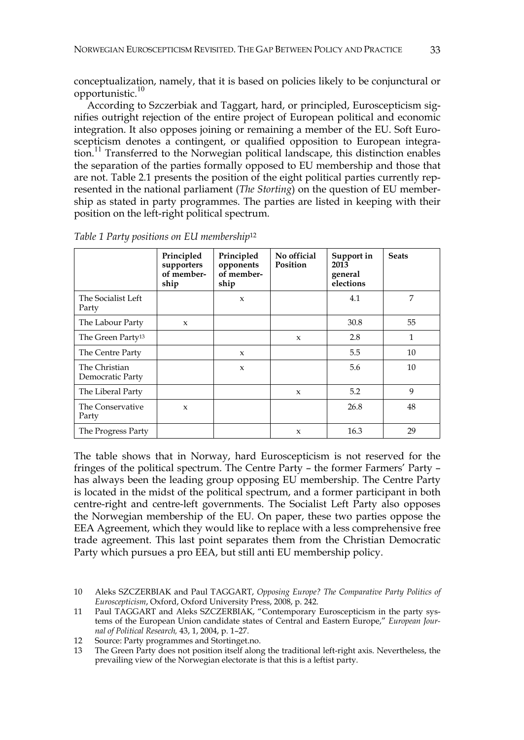conceptualization, namely, that it is based on policies likely to be conjunctural or opportunistic.[10]

According to Szczerbiak and Taggart, hard, or principled, Euroscepticism signifies outright rejection of the entire project of European political and economic integration. It also opposes joining or remaining a member of the EU. Soft Euroscepticism denotes a contingent, or qualified opposition to European integration.[11] Transferred to the Norwegian political landscape, this distinction enables the separation of the parties formally opposed to EU membership and those that are not. Table 2.1 presents the position of the eight political parties currently represented in the national parliament (*The Storting*) on the question of EU membership as stated in party programmes. The parties are listed in keeping with their position on the left-right political spectrum.

*Table 1 Party positions on EU membership*[12]

| | Principled supporters of membership | Principled opponents of membership | No official Position | Support in 2013 general elections | Seats |
|---|---|---|---|---|---|
| The Socialist Left Party | | x | | 4.1 | 7 |
| The Labour Party | x | | | 30.8 | 55 |
| The Green Party[13] | | | x | 2.8 | 1 |
| The Centre Party | | x | | 5.5 | 10 |
| The Christian Democratic Party | | x | | 5.6 | 10 |
| The Liberal Party | | | x | 5.2 | 9 |
| The Conservative Party | x | | | 26.8 | 48 |
| The Progress Party | | | x | 16.3 | 29 |

The table shows that in Norway, hard Euroscepticism is not reserved for the fringes of the political spectrum. The Centre Party – the former Farmers' Party – has always been the leading group opposing EU membership. The Centre Party is located in the midst of the political spectrum, and a former participant in both centre-right and centre-left governments. The Socialist Left Party also opposes the Norwegian membership of the EU. On paper, these two parties oppose the EEA Agreement, which they would like to replace with a less comprehensive free trade agreement. This last point separates them from the Christian Democratic Party which pursues a pro EEA, but still anti EU membership policy.

10 Aleks SZCZERBIAK and Paul TAGGART, *Opposing Europe? The Comparative Party Politics of Euroscepticism*, Oxford, Oxford University Press, 2008, p. 242.

11 Paul TAGGART and Aleks SZCZERBIAK, "Contemporary Euroscepticism in the party systems of the European Union candidate states of Central and Eastern Europe," *European Journal of Political Research,* 43, 1, 2004, p. 1–27.

12 Source: Party programmes and Stortinget.no.

13 The Green Party does not position itself along the traditional left-right axis. Nevertheless, the prevailing view of the Norwegian electorate is that this is a leftist party.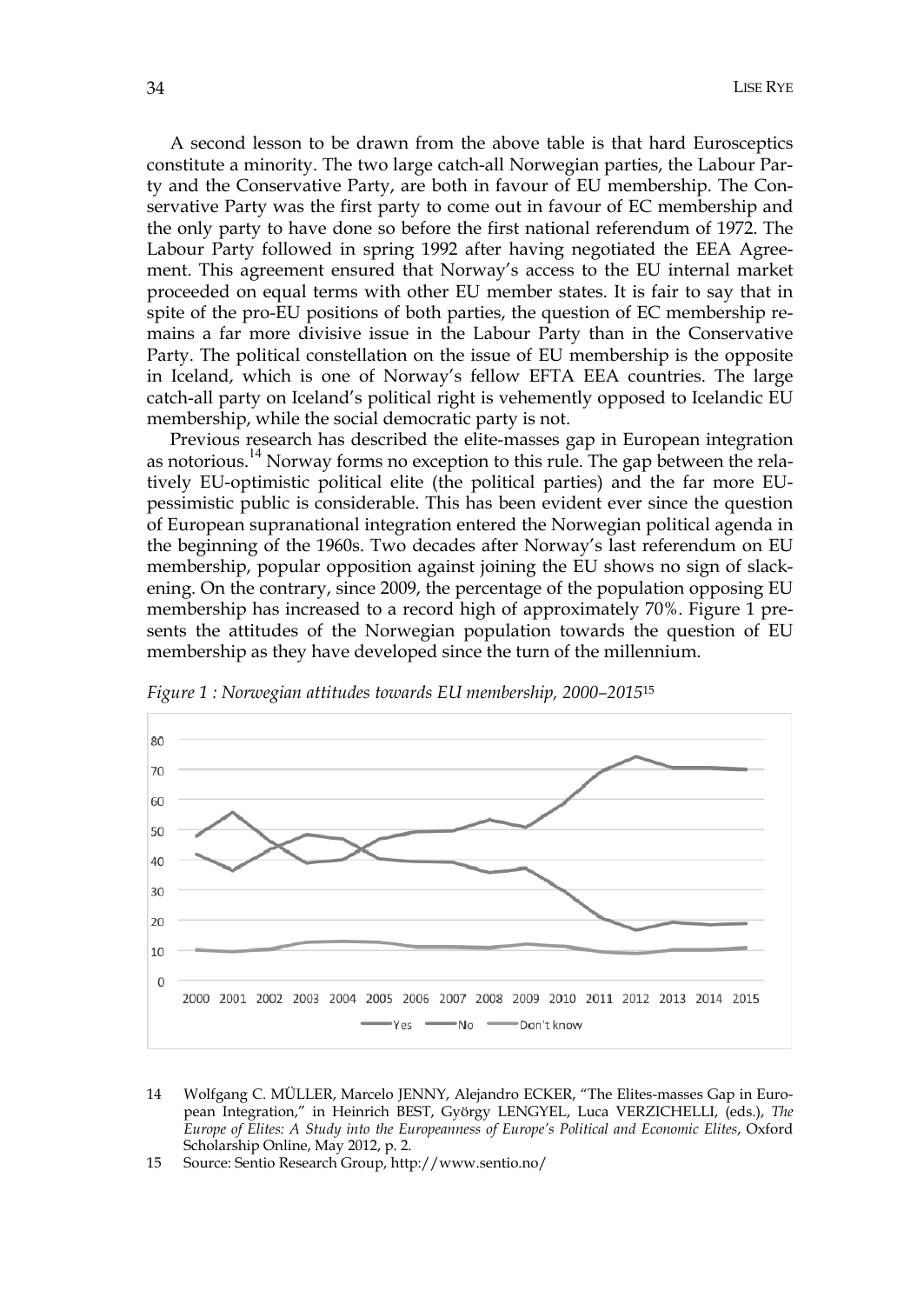A second lesson to be drawn from the above table is that hard Eurosceptics constitute a minority. The two large catch-all Norwegian parties, the Labour Party and the Conservative Party, are both in favour of EU membership. The Conservative Party was the first party to come out in favour of EC membership and the only party to have done so before the first national referendum of 1972. The Labour Party followed in spring 1992 after having negotiated the EEA Agreement. This agreement ensured that Norway's access to the EU internal market proceeded on equal terms with other EU member states. It is fair to say that in spite of the pro-EU positions of both parties, the question of EC membership remains a far more divisive issue in the Labour Party than in the Conservative Party. The political constellation on the issue of EU membership is the opposite in Iceland, which is one of Norway's fellow EFTA EEA countries. The large catch-all party on Iceland's political right is vehemently opposed to Icelandic EU membership, while the social democratic party is not.

Previous research has described the elite-masses gap in European integration as notorious.[14] Norway forms no exception to this rule. The gap between the relatively EU-optimistic political elite (the political parties) and the far more EU-pessimistic public is considerable. This has been evident ever since the question of European supranational integration entered the Norwegian political agenda in the beginning of the 1960s. Two decades after Norway's last referendum on EU membership, popular opposition against joining the EU shows no sign of slackening. On the contrary, since 2009, the percentage of the population opposing EU membership has increased to a record high of approximately 70%. Figure 1 presents the attitudes of the Norwegian population towards the question of EU membership as they have developed since the turn of the millennium.

*Figure 1 : Norwegian attitudes towards EU membership, 2000–2015*[15]

14 Wolfgang C. MÜLLER, Marcelo JENNY, Alejandro ECKER, "The Elites-masses Gap in European Integration," in Heinrich BEST, György LENGYEL, Luca VERZICHELLI, (eds.), *The Europe of Elites: A Study into the Europeanness of Europe's Political and Economic Elites*, Oxford Scholarship Online, May 2012, p. 2.

15 Source: Sentio Research Group, http://www.sentio.no/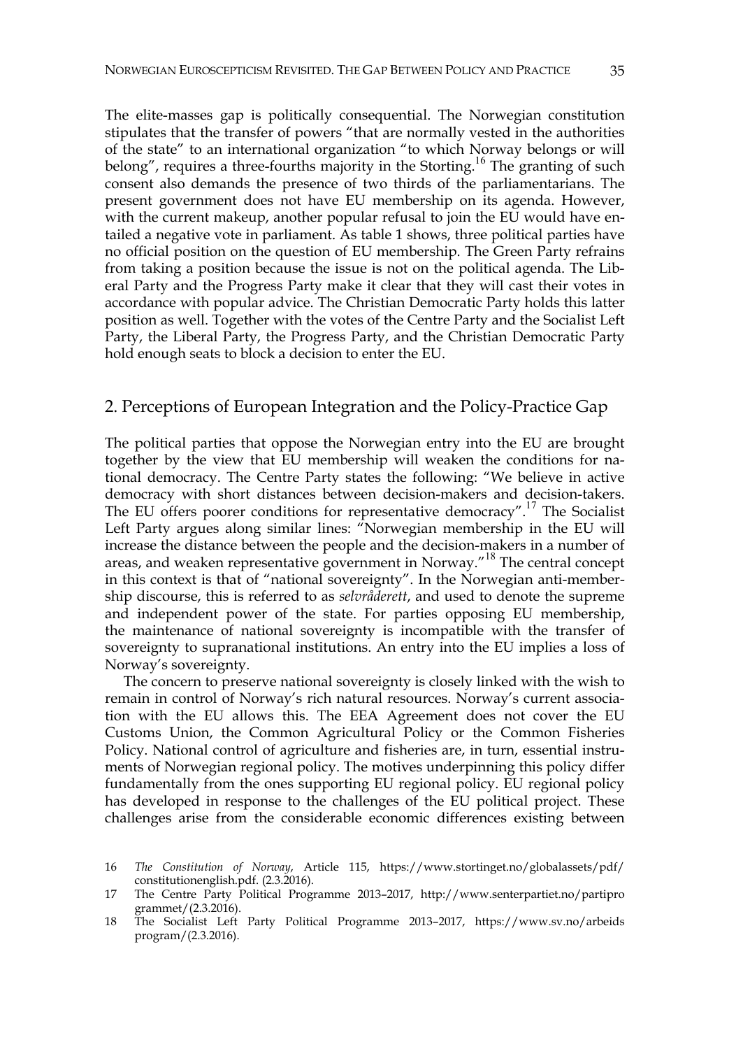The elite-masses gap is politically consequential. The Norwegian constitution stipulates that the transfer of powers "that are normally vested in the authorities of the state" to an international organization "to which Norway belongs or will belong", requires a three-fourths majority in the Storting.[16] The granting of such consent also demands the presence of two thirds of the parliamentarians. The present government does not have EU membership on its agenda. However, with the current makeup, another popular refusal to join the EU would have entailed a negative vote in parliament. As table 1 shows, three political parties have no official position on the question of EU membership. The Green Party refrains from taking a position because the issue is not on the political agenda. The Liberal Party and the Progress Party make it clear that they will cast their votes in accordance with popular advice. The Christian Democratic Party holds this latter position as well. Together with the votes of the Centre Party and the Socialist Left Party, the Liberal Party, the Progress Party, and the Christian Democratic Party hold enough seats to block a decision to enter the EU.

## 2. Perceptions of European Integration and the Policy-Practice Gap

The political parties that oppose the Norwegian entry into the EU are brought together by the view that EU membership will weaken the conditions for national democracy. The Centre Party states the following: "We believe in active democracy with short distances between decision-makers and decision-takers. The EU offers poorer conditions for representative democracy".[17] The Socialist Left Party argues along similar lines: "Norwegian membership in the EU will increase the distance between the people and the decision-makers in a number of areas, and weaken representative government in Norway."[18] The central concept in this context is that of "national sovereignty". In the Norwegian anti-membership discourse, this is referred to as *selvråderett*, and used to denote the supreme and independent power of the state. For parties opposing EU membership, the maintenance of national sovereignty is incompatible with the transfer of sovereignty to supranational institutions. An entry into the EU implies a loss of Norway's sovereignty.

The concern to preserve national sovereignty is closely linked with the wish to remain in control of Norway's rich natural resources. Norway's current association with the EU allows this. The EEA Agreement does not cover the EU Customs Union, the Common Agricultural Policy or the Common Fisheries Policy. National control of agriculture and fisheries are, in turn, essential instruments of Norwegian regional policy. The motives underpinning this policy differ fundamentally from the ones supporting EU regional policy. EU regional policy has developed in response to the challenges of the EU political project. These challenges arise from the considerable economic differences existing between

16 *The Constitution of Norway*, Article 115, https://www.stortinget.no/globalassets/pdf/constitutionenglish.pdf. (2.3.2016).

17 The Centre Party Political Programme 2013–2017, http://www.senterpartiet.no/partiprogrammet/(2.3.2016).

18 The Socialist Left Party Political Programme 2013–2017, https://www.sv.no/arbeidsprogram/(2.3.2016).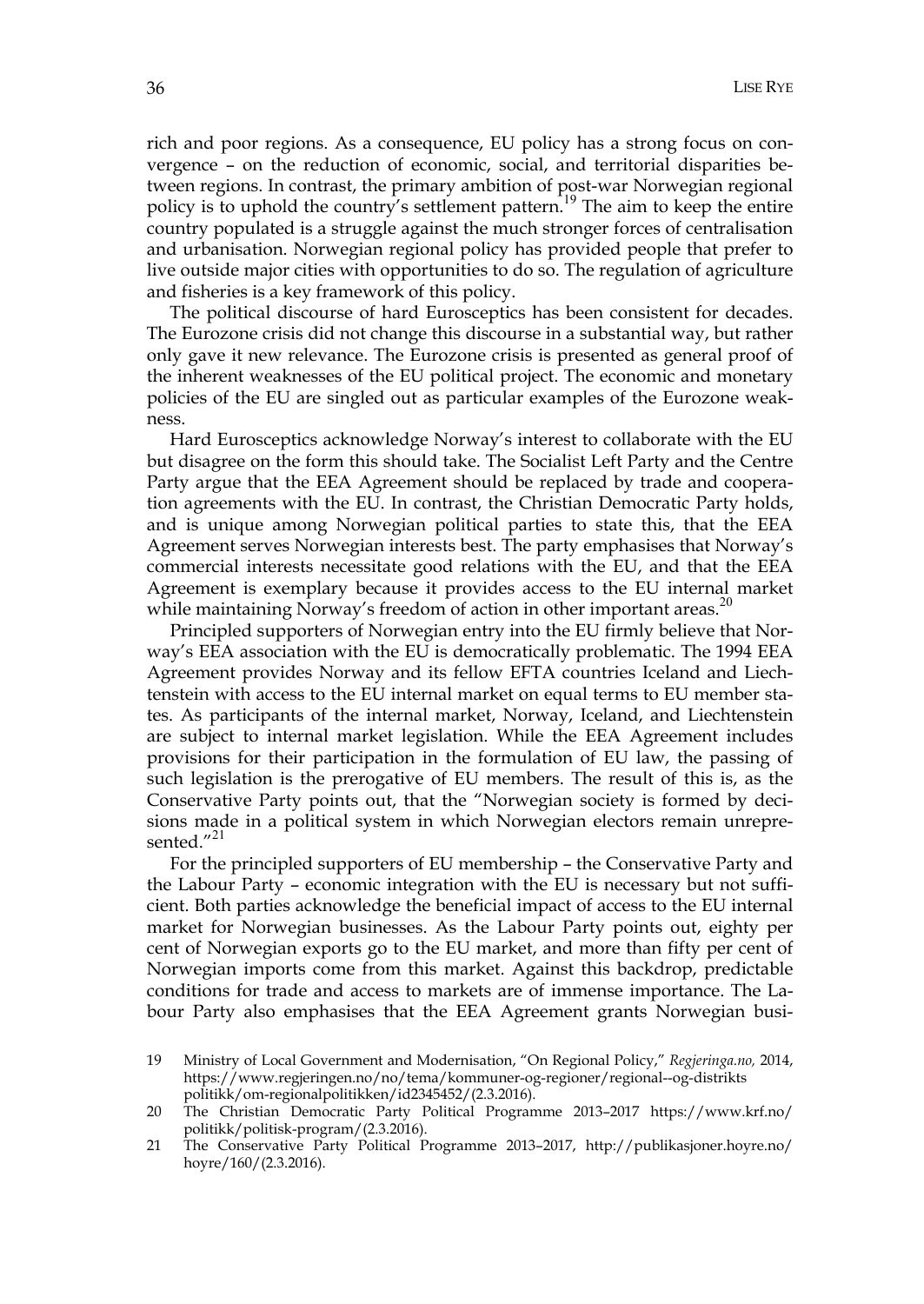rich and poor regions. As a consequence, EU policy has a strong focus on convergence – on the reduction of economic, social, and territorial disparities between regions. In contrast, the primary ambition of post-war Norwegian regional policy is to uphold the country's settlement pattern.[19] The aim to keep the entire country populated is a struggle against the much stronger forces of centralisation and urbanisation. Norwegian regional policy has provided people that prefer to live outside major cities with opportunities to do so. The regulation of agriculture and fisheries is a key framework of this policy.

The political discourse of hard Eurosceptics has been consistent for decades. The Eurozone crisis did not change this discourse in a substantial way, but rather only gave it new relevance. The Eurozone crisis is presented as general proof of the inherent weaknesses of the EU political project. The economic and monetary policies of the EU are singled out as particular examples of the Eurozone weakness.

Hard Eurosceptics acknowledge Norway's interest to collaborate with the EU but disagree on the form this should take. The Socialist Left Party and the Centre Party argue that the EEA Agreement should be replaced by trade and cooperation agreements with the EU. In contrast, the Christian Democratic Party holds, and is unique among Norwegian political parties to state this, that the EEA Agreement serves Norwegian interests best. The party emphasises that Norway's commercial interests necessitate good relations with the EU, and that the EEA Agreement is exemplary because it provides access to the EU internal market while maintaining Norway's freedom of action in other important areas.[20]

Principled supporters of Norwegian entry into the EU firmly believe that Norway's EEA association with the EU is democratically problematic. The 1994 EEA Agreement provides Norway and its fellow EFTA countries Iceland and Liechtenstein with access to the EU internal market on equal terms to EU member states. As participants of the internal market, Norway, Iceland, and Liechtenstein are subject to internal market legislation. While the EEA Agreement includes provisions for their participation in the formulation of EU law, the passing of such legislation is the prerogative of EU members. The result of this is, as the Conservative Party points out, that the "Norwegian society is formed by decisions made in a political system in which Norwegian electors remain unrepresented."[21]

For the principled supporters of EU membership – the Conservative Party and the Labour Party – economic integration with the EU is necessary but not sufficient. Both parties acknowledge the beneficial impact of access to the EU internal market for Norwegian businesses. As the Labour Party points out, eighty per cent of Norwegian exports go to the EU market, and more than fifty per cent of Norwegian imports come from this market. Against this backdrop, predictable conditions for trade and access to markets are of immense importance. The Labour Party also emphasises that the EEA Agreement grants Norwegian busi-

19 Ministry of Local Government and Modernisation, "On Regional Policy," *Regjeringa.no,* 2014, https://www.regjeringen.no/no/tema/kommuner-og-regioner/regional--og-distrikts politikk/om-regionalpolitikken/id2345452/(2.3.2016).

20 The Christian Democratic Party Political Programme 2013–2017 https://www.krf.no/politikk/politisk-program/(2.3.2016).

21 The Conservative Party Political Programme 2013–2017, http://publikasjoner.hoyre.no/hoyre/160/(2.3.2016).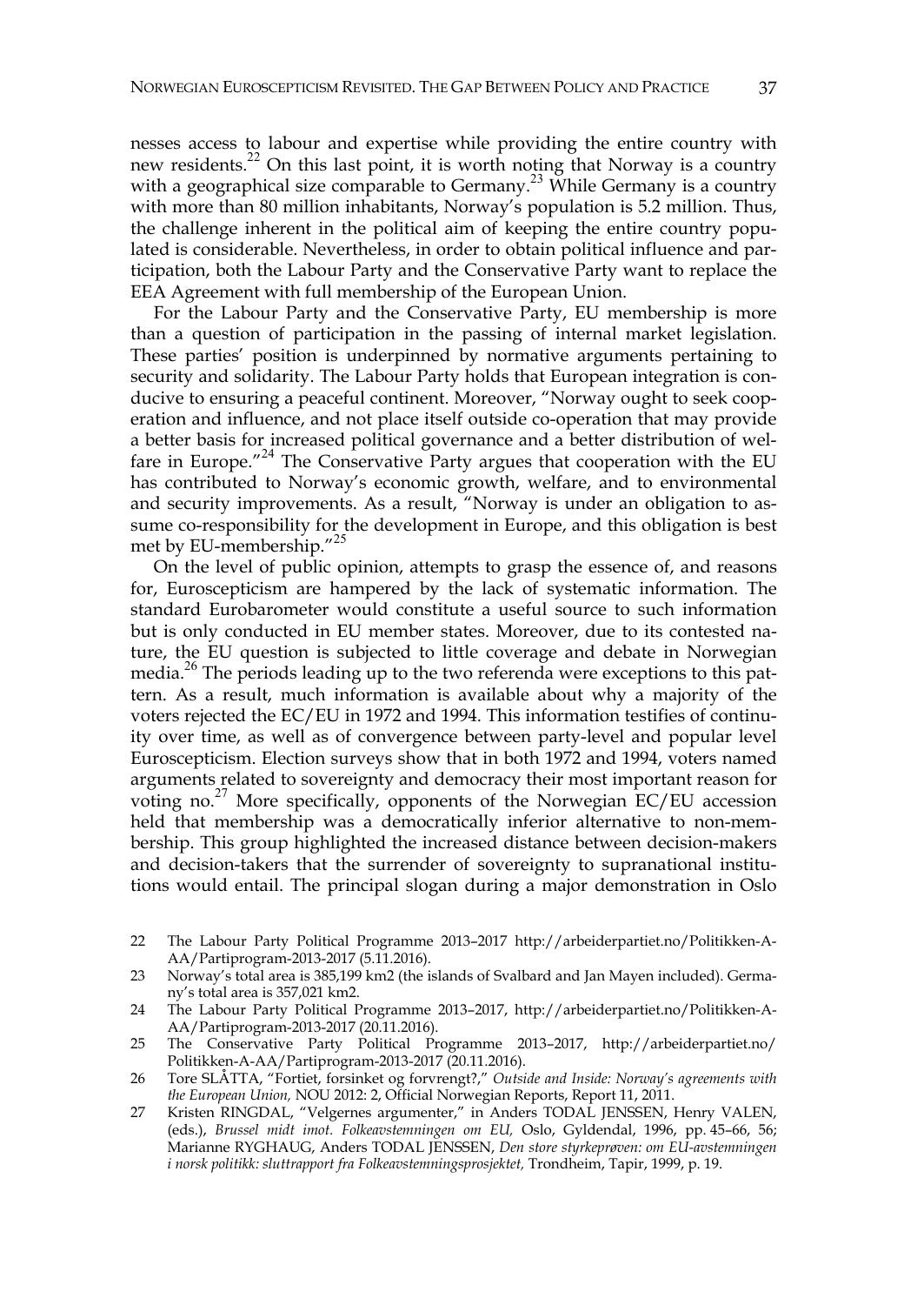nesses access to labour and expertise while providing the entire country with new residents.[22] On this last point, it is worth noting that Norway is a country with a geographical size comparable to Germany.[23] While Germany is a country with more than 80 million inhabitants, Norway's population is 5.2 million. Thus, the challenge inherent in the political aim of keeping the entire country populated is considerable. Nevertheless, in order to obtain political influence and participation, both the Labour Party and the Conservative Party want to replace the EEA Agreement with full membership of the European Union.

For the Labour Party and the Conservative Party, EU membership is more than a question of participation in the passing of internal market legislation. These parties' position is underpinned by normative arguments pertaining to security and solidarity. The Labour Party holds that European integration is conducive to ensuring a peaceful continent. Moreover, "Norway ought to seek cooperation and influence, and not place itself outside co-operation that may provide a better basis for increased political governance and a better distribution of welfare in Europe."[24] The Conservative Party argues that cooperation with the EU has contributed to Norway's economic growth, welfare, and to environmental and security improvements. As a result, "Norway is under an obligation to assume co-responsibility for the development in Europe, and this obligation is best met by EU-membership."[25]

On the level of public opinion, attempts to grasp the essence of, and reasons for, Euroscepticism are hampered by the lack of systematic information. The standard Eurobarometer would constitute a useful source to such information but is only conducted in EU member states. Moreover, due to its contested nature, the EU question is subjected to little coverage and debate in Norwegian media.[26] The periods leading up to the two referenda were exceptions to this pattern. As a result, much information is available about why a majority of the voters rejected the EC/EU in 1972 and 1994. This information testifies of continuity over time, as well as of convergence between party-level and popular level Euroscepticism. Election surveys show that in both 1972 and 1994, voters named arguments related to sovereignty and democracy their most important reason for voting no.[27] More specifically, opponents of the Norwegian EC/EU accession held that membership was a democratically inferior alternative to non-membership. This group highlighted the increased distance between decision-makers and decision-takers that the surrender of sovereignty to supranational institutions would entail. The principal slogan during a major demonstration in Oslo

22 The Labour Party Political Programme 2013–2017 http://arbeiderpartiet.no/Politikken-A-AA/Partiprogram-2013-2017 (5.11.2016).

23 Norway's total area is 385,199 km2 (the islands of Svalbard and Jan Mayen included). Germany's total area is 357,021 km2.

24 The Labour Party Political Programme 2013–2017, http://arbeiderpartiet.no/Politikken-A-AA/Partiprogram-2013-2017 (20.11.2016).

25 The Conservative Party Political Programme 2013–2017, http://arbeiderpartiet.no/Politikken-A-AA/Partiprogram-2013-2017 (20.11.2016).

26 Tore SLÅTTA, "Fortiet, forsinket og forvrengt?," *Outside and Inside: Norway's agreements with the European Union,* NOU 2012: 2, Official Norwegian Reports, Report 11, 2011.

27 Kristen RINGDAL, "Velgernes argumenter," in Anders TODAL JENSSEN, Henry VALEN, (eds.), *Brussel midt imot. Folkeavstemningen om EU,* Oslo, Gyldendal, 1996, pp. 45–66, 56; Marianne RYGHAUG, Anders TODAL JENSSEN, *Den store styrkeprøven: om EU-avstemningen i norsk politikk: sluttrapport fra Folkeavstemningsprosjektet,* Trondheim, Tapir, 1999, p. 19.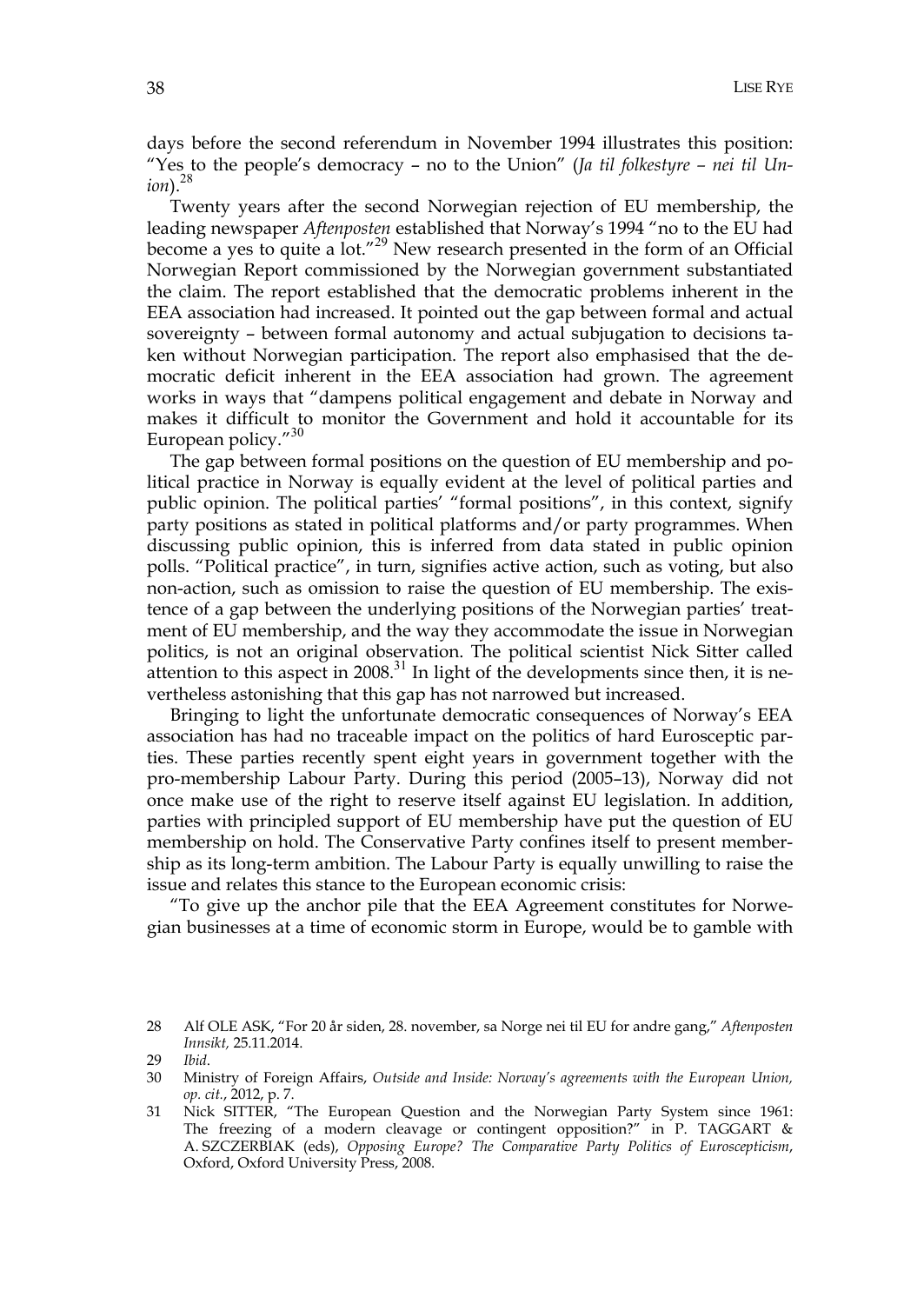days before the second referendum in November 1994 illustrates this position: "Yes to the people's democracy – no to the Union" (*Ja til folkestyre – nei til Union*).[28]

Twenty years after the second Norwegian rejection of EU membership, the leading newspaper *Aftenposten* established that Norway's 1994 "no to the EU had become a yes to quite a lot."[29] New research presented in the form of an Official Norwegian Report commissioned by the Norwegian government substantiated the claim. The report established that the democratic problems inherent in the EEA association had increased. It pointed out the gap between formal and actual sovereignty – between formal autonomy and actual subjugation to decisions taken without Norwegian participation. The report also emphasised that the democratic deficit inherent in the EEA association had grown. The agreement works in ways that "dampens political engagement and debate in Norway and makes it difficult to monitor the Government and hold it accountable for its European policy."[30]

The gap between formal positions on the question of EU membership and political practice in Norway is equally evident at the level of political parties and public opinion. The political parties' "formal positions", in this context, signify party positions as stated in political platforms and/or party programmes. When discussing public opinion, this is inferred from data stated in public opinion polls. "Political practice", in turn, signifies active action, such as voting, but also non-action, such as omission to raise the question of EU membership. The existence of a gap between the underlying positions of the Norwegian parties' treatment of EU membership, and the way they accommodate the issue in Norwegian politics, is not an original observation. The political scientist Nick Sitter called attention to this aspect in 2008.[31] In light of the developments since then, it is nevertheless astonishing that this gap has not narrowed but increased.

Bringing to light the unfortunate democratic consequences of Norway's EEA association has had no traceable impact on the politics of hard Eurosceptic parties. These parties recently spent eight years in government together with the pro-membership Labour Party. During this period (2005–13), Norway did not once make use of the right to reserve itself against EU legislation. In addition, parties with principled support of EU membership have put the question of EU membership on hold. The Conservative Party confines itself to present membership as its long-term ambition. The Labour Party is equally unwilling to raise the issue and relates this stance to the European economic crisis:

"To give up the anchor pile that the EEA Agreement constitutes for Norwegian businesses at a time of economic storm in Europe, would be to gamble with

28 Alf OLE ASK, "For 20 år siden, 28. november, sa Norge nei til EU for andre gang," *Aftenposten Innsikt,* 25.11.2014.

29 *Ibid*.

30 Ministry of Foreign Affairs, *Outside and Inside: Norway's agreements with the European Union, op. cit.*, 2012, p. 7.

31 Nick SITTER, "The European Question and the Norwegian Party System since 1961: The freezing of a modern cleavage or contingent opposition?" in P. TAGGART & A. SZCZERBIAK (eds), *Opposing Europe? The Comparative Party Politics of Euroscepticism*, Oxford, Oxford University Press, 2008.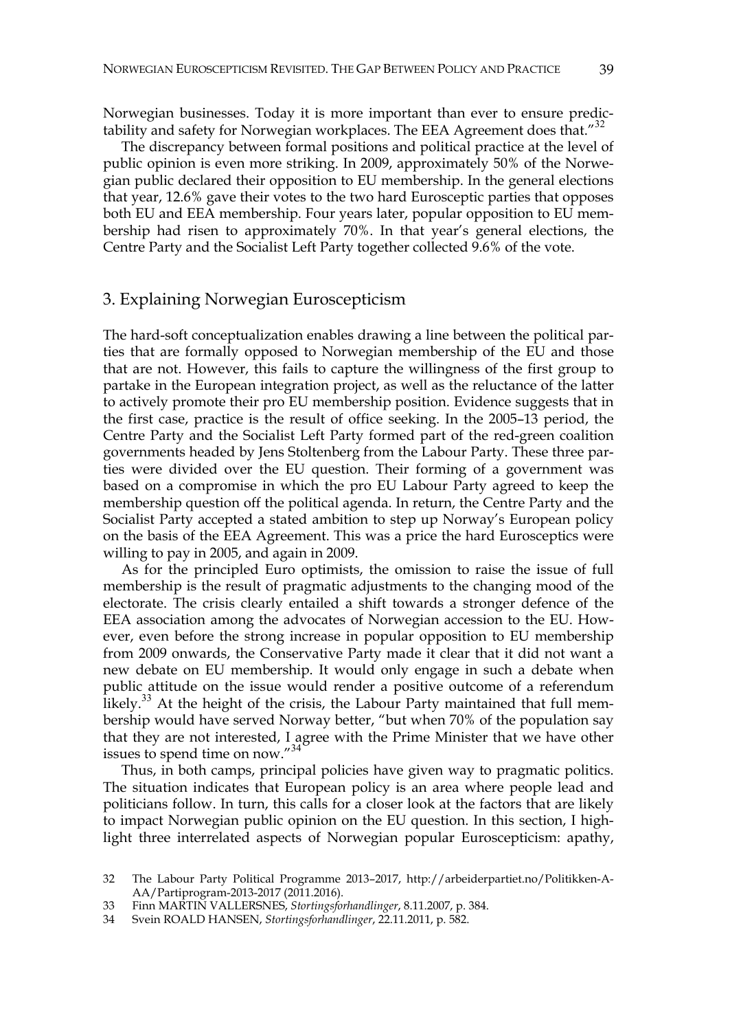Norwegian businesses. Today it is more important than ever to ensure predictability and safety for Norwegian workplaces. The EEA Agreement does that."[32]

The discrepancy between formal positions and political practice at the level of public opinion is even more striking. In 2009, approximately 50% of the Norwegian public declared their opposition to EU membership. In the general elections that year, 12.6% gave their votes to the two hard Eurosceptic parties that opposes both EU and EEA membership. Four years later, popular opposition to EU membership had risen to approximately 70%. In that year's general elections, the Centre Party and the Socialist Left Party together collected 9.6% of the vote.

## 3. Explaining Norwegian Euroscepticism

The hard-soft conceptualization enables drawing a line between the political parties that are formally opposed to Norwegian membership of the EU and those that are not. However, this fails to capture the willingness of the first group to partake in the European integration project, as well as the reluctance of the latter to actively promote their pro EU membership position. Evidence suggests that in the first case, practice is the result of office seeking. In the 2005–13 period, the Centre Party and the Socialist Left Party formed part of the red-green coalition governments headed by Jens Stoltenberg from the Labour Party. These three parties were divided over the EU question. Their forming of a government was based on a compromise in which the pro EU Labour Party agreed to keep the membership question off the political agenda. In return, the Centre Party and the Socialist Party accepted a stated ambition to step up Norway's European policy on the basis of the EEA Agreement. This was a price the hard Eurosceptics were willing to pay in 2005, and again in 2009.

As for the principled Euro optimists, the omission to raise the issue of full membership is the result of pragmatic adjustments to the changing mood of the electorate. The crisis clearly entailed a shift towards a stronger defence of the EEA association among the advocates of Norwegian accession to the EU. However, even before the strong increase in popular opposition to EU membership from 2009 onwards, the Conservative Party made it clear that it did not want a new debate on EU membership. It would only engage in such a debate when public attitude on the issue would render a positive outcome of a referendum likely.[33] At the height of the crisis, the Labour Party maintained that full membership would have served Norway better, "but when 70% of the population say that they are not interested, I agree with the Prime Minister that we have other issues to spend time on now."[34]

Thus, in both camps, principal policies have given way to pragmatic politics. The situation indicates that European policy is an area where people lead and politicians follow. In turn, this calls for a closer look at the factors that are likely to impact Norwegian public opinion on the EU question. In this section, I highlight three interrelated aspects of Norwegian popular Euroscepticism: apathy,

32 The Labour Party Political Programme 2013–2017, http://arbeiderpartiet.no/Politikken-A-AA/Partiprogram-2013-2017 (2011.2016).

33 Finn MARTIN VALLERSNES, *Stortingsforhandlinger*, 8.11.2007, p. 384.

34 Svein ROALD HANSEN, *Stortingsforhandlinger*, 22.11.2011, p. 582.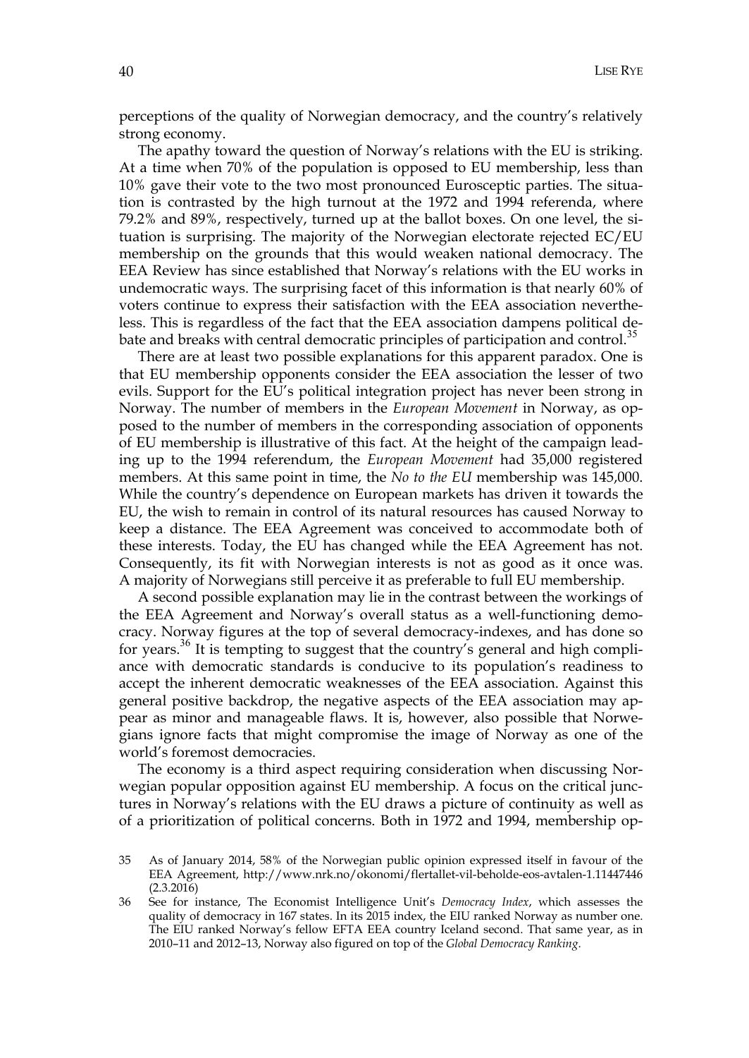perceptions of the quality of Norwegian democracy, and the country's relatively strong economy.

The apathy toward the question of Norway's relations with the EU is striking. At a time when 70% of the population is opposed to EU membership, less than 10% gave their vote to the two most pronounced Eurosceptic parties. The situation is contrasted by the high turnout at the 1972 and 1994 referenda, where 79.2% and 89%, respectively, turned up at the ballot boxes. On one level, the situation is surprising. The majority of the Norwegian electorate rejected EC/EU membership on the grounds that this would weaken national democracy. The EEA Review has since established that Norway's relations with the EU works in undemocratic ways. The surprising facet of this information is that nearly 60% of voters continue to express their satisfaction with the EEA association nevertheless. This is regardless of the fact that the EEA association dampens political debate and breaks with central democratic principles of participation and control.[35]

There are at least two possible explanations for this apparent paradox. One is that EU membership opponents consider the EEA association the lesser of two evils. Support for the EU's political integration project has never been strong in Norway. The number of members in the *European Movement* in Norway, as opposed to the number of members in the corresponding association of opponents of EU membership is illustrative of this fact. At the height of the campaign leading up to the 1994 referendum, the *European Movement* had 35,000 registered members. At this same point in time, the *No to the EU* membership was 145,000. While the country's dependence on European markets has driven it towards the EU, the wish to remain in control of its natural resources has caused Norway to keep a distance. The EEA Agreement was conceived to accommodate both of these interests. Today, the EU has changed while the EEA Agreement has not. Consequently, its fit with Norwegian interests is not as good as it once was. A majority of Norwegians still perceive it as preferable to full EU membership.

A second possible explanation may lie in the contrast between the workings of the EEA Agreement and Norway's overall status as a well-functioning democracy. Norway figures at the top of several democracy-indexes, and has done so for years.[36] It is tempting to suggest that the country's general and high compliance with democratic standards is conducive to its population's readiness to accept the inherent democratic weaknesses of the EEA association. Against this general positive backdrop, the negative aspects of the EEA association may appear as minor and manageable flaws. It is, however, also possible that Norwegians ignore facts that might compromise the image of Norway as one of the world's foremost democracies.

The economy is a third aspect requiring consideration when discussing Norwegian popular opposition against EU membership. A focus on the critical junctures in Norway's relations with the EU draws a picture of continuity as well as of a prioritization of political concerns. Both in 1972 and 1994, membership op-

35 As of January 2014, 58% of the Norwegian public opinion expressed itself in favour of the EEA Agreement, http://www.nrk.no/okonomi/flertallet-vil-beholde-eos-avtalen-1.11447446 (2.3.2016)

36 See for instance, The Economist Intelligence Unit's *Democracy Index*, which assesses the quality of democracy in 167 states. In its 2015 index, the EIU ranked Norway as number one. The EIU ranked Norway's fellow EFTA EEA country Iceland second. That same year, as in 2010–11 and 2012–13, Norway also figured on top of the *Global Democracy Ranking*.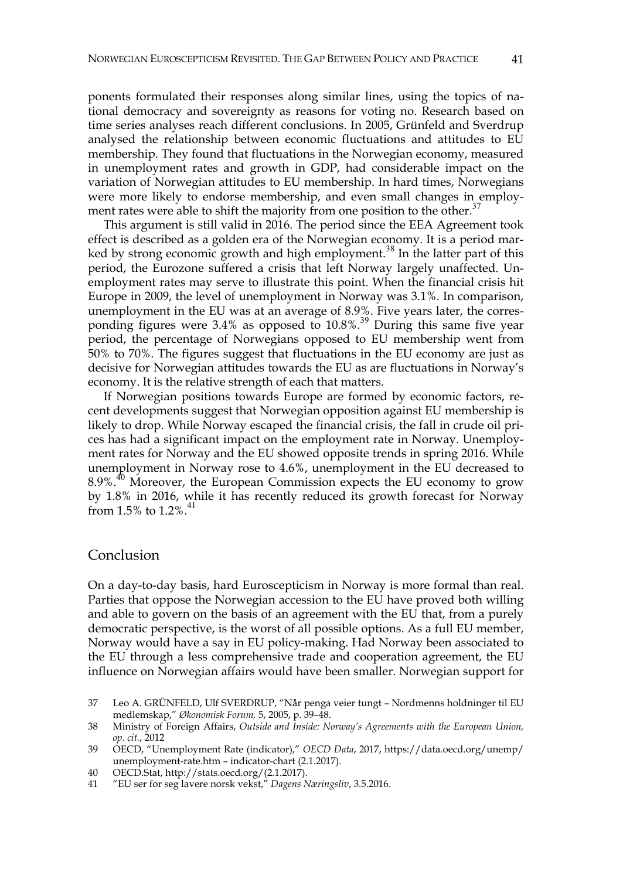ponents formulated their responses along similar lines, using the topics of national democracy and sovereignty as reasons for voting no. Research based on time series analyses reach different conclusions. In 2005, Grünfeld and Sverdrup analysed the relationship between economic fluctuations and attitudes to EU membership. They found that fluctuations in the Norwegian economy, measured in unemployment rates and growth in GDP, had considerable impact on the variation of Norwegian attitudes to EU membership. In hard times, Norwegians were more likely to endorse membership, and even small changes in employment rates were able to shift the majority from one position to the other.[37]

This argument is still valid in 2016. The period since the EEA Agreement took effect is described as a golden era of the Norwegian economy. It is a period marked by strong economic growth and high employment.[38] In the latter part of this period, the Eurozone suffered a crisis that left Norway largely unaffected. Unemployment rates may serve to illustrate this point. When the financial crisis hit Europe in 2009, the level of unemployment in Norway was 3.1%. In comparison, unemployment in the EU was at an average of 8.9%. Five years later, the corresponding figures were 3.4% as opposed to 10.8%.[39] During this same five year period, the percentage of Norwegians opposed to EU membership went from 50% to 70%. The figures suggest that fluctuations in the EU economy are just as decisive for Norwegian attitudes towards the EU as are fluctuations in Norway's economy. It is the relative strength of each that matters.

If Norwegian positions towards Europe are formed by economic factors, recent developments suggest that Norwegian opposition against EU membership is likely to drop. While Norway escaped the financial crisis, the fall in crude oil prices has had a significant impact on the employment rate in Norway. Unemployment rates for Norway and the EU showed opposite trends in spring 2016. While unemployment in Norway rose to 4.6%, unemployment in the EU decreased to 8.9%.[40] Moreover, the European Commission expects the EU economy to grow by 1.8% in 2016, while it has recently reduced its growth forecast for Norway from 1.5% to 1.2%.[41]

## Conclusion

On a day-to-day basis, hard Euroscepticism in Norway is more formal than real. Parties that oppose the Norwegian accession to the EU have proved both willing and able to govern on the basis of an agreement with the EU that, from a purely democratic perspective, is the worst of all possible options. As a full EU member, Norway would have a say in EU policy-making. Had Norway been associated to the EU through a less comprehensive trade and cooperation agreement, the EU influence on Norwegian affairs would have been smaller. Norwegian support for

---

37 Leo A. GRÜNFELD, Ulf SVERDRUP, "Når penga veier tungt – Nordmenns holdninger til EU medlemskap," *Økonomisk Forum,* 5, 2005, p. 39–48.

38 Ministry of Foreign Affairs, *Outside and Inside: Norway's Agreements with the European Union, op. cit.*, 2012

39 OECD, "Unemployment Rate (indicator)," *OECD Data*, 2017, https://data.oecd.org/unemp/unemployment-rate.htm – indicator-chart (2.1.2017).

40 OECD.Stat, http://stats.oecd.org/(2.1.2017).

41 "EU ser for seg lavere norsk vekst," *Dagens Næringsliv*, 3.5.2016.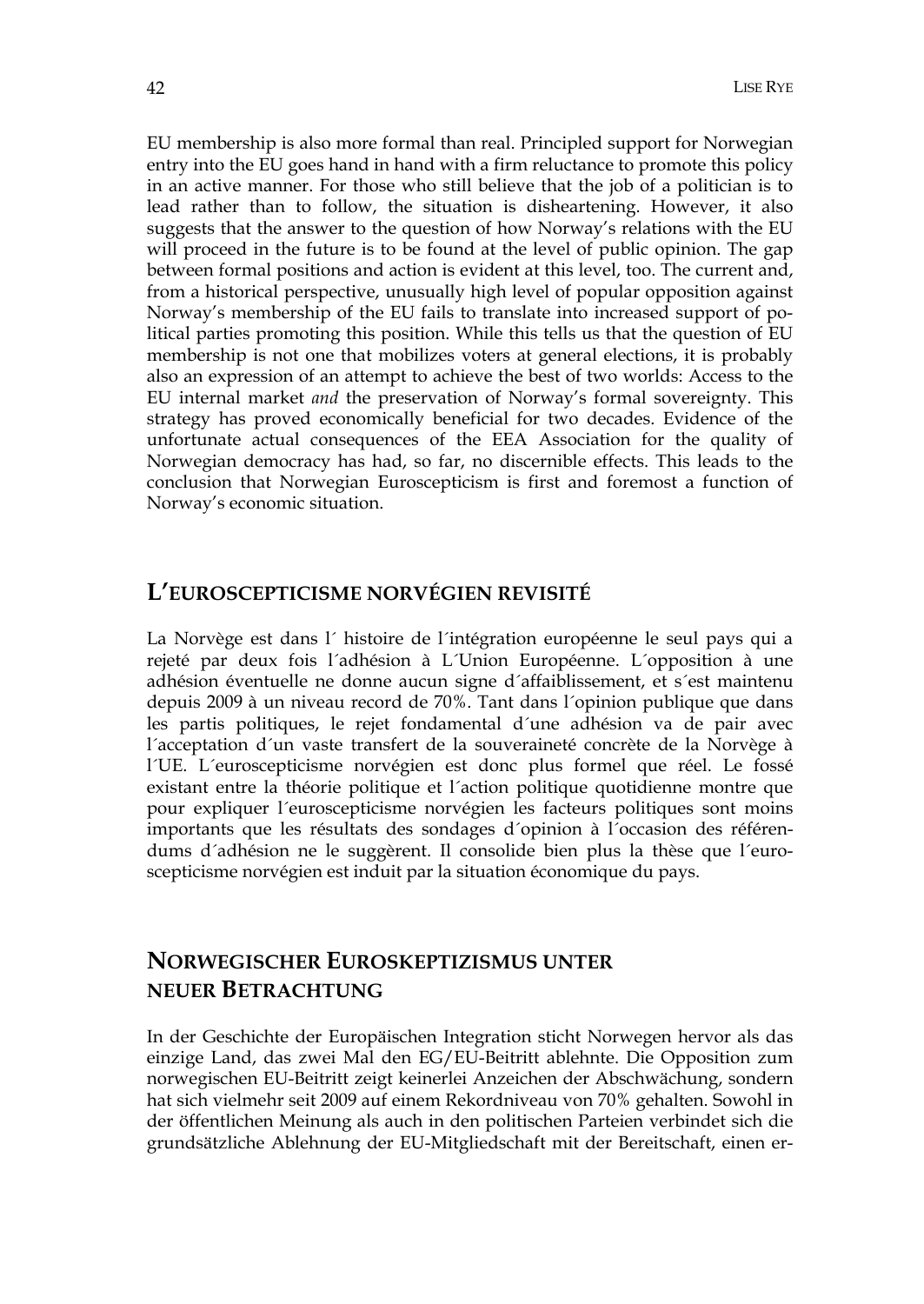EU membership is also more formal than real. Principled support for Norwegian entry into the EU goes hand in hand with a firm reluctance to promote this policy in an active manner. For those who still believe that the job of a politician is to lead rather than to follow, the situation is disheartening. However, it also suggests that the answer to the question of how Norway's relations with the EU will proceed in the future is to be found at the level of public opinion. The gap between formal positions and action is evident at this level, too. The current and, from a historical perspective, unusually high level of popular opposition against Norway's membership of the EU fails to translate into increased support of political parties promoting this position. While this tells us that the question of EU membership is not one that mobilizes voters at general elections, it is probably also an expression of an attempt to achieve the best of two worlds: Access to the EU internal market *and* the preservation of Norway's formal sovereignty. This strategy has proved economically beneficial for two decades. Evidence of the unfortunate actual consequences of the EEA Association for the quality of Norwegian democracy has had, so far, no discernible effects. This leads to the conclusion that Norwegian Euroscepticism is first and foremost a function of Norway's economic situation.

## L'euroscepticisme norvégien revisité

La Norvège est dans l´ histoire de l´intégration européenne le seul pays qui a rejeté par deux fois l´adhésion à L´Union Européenne. L´opposition à une adhésion éventuelle ne donne aucun signe d´affaiblissement, et s´est maintenu depuis 2009 à un niveau record de 70%. Tant dans l´opinion publique que dans les partis politiques, le rejet fondamental d´une adhésion va de pair avec l´acceptation d´un vaste transfert de la souveraineté concrète de la Norvège à l´UE. L´euroscepticisme norvégien est donc plus formel que réel. Le fossé existant entre la théorie politique et l´action politique quotidienne montre que pour expliquer l´euroscepticisme norvégien les facteurs politiques sont moins importants que les résultats des sondages d´opinion à l´occasion des référendums d´adhésion ne le suggèrent. Il consolide bien plus la thèse que l´euroscepticisme norvégien est induit par la situation économique du pays.

## Norwegischer Euroskeptizismus unter neuer Betrachtung

In der Geschichte der Europäischen Integration sticht Norwegen hervor als das einzige Land, das zwei Mal den EG/EU-Beitritt ablehnte. Die Opposition zum norwegischen EU-Beitritt zeigt keinerlei Anzeichen der Abschwächung, sondern hat sich vielmehr seit 2009 auf einem Rekordniveau von 70% gehalten. Sowohl in der öffentlichen Meinung als auch in den politischen Parteien verbindet sich die grundsätzliche Ablehnung der EU-Mitgliedschaft mit der Bereitschaft, einen er-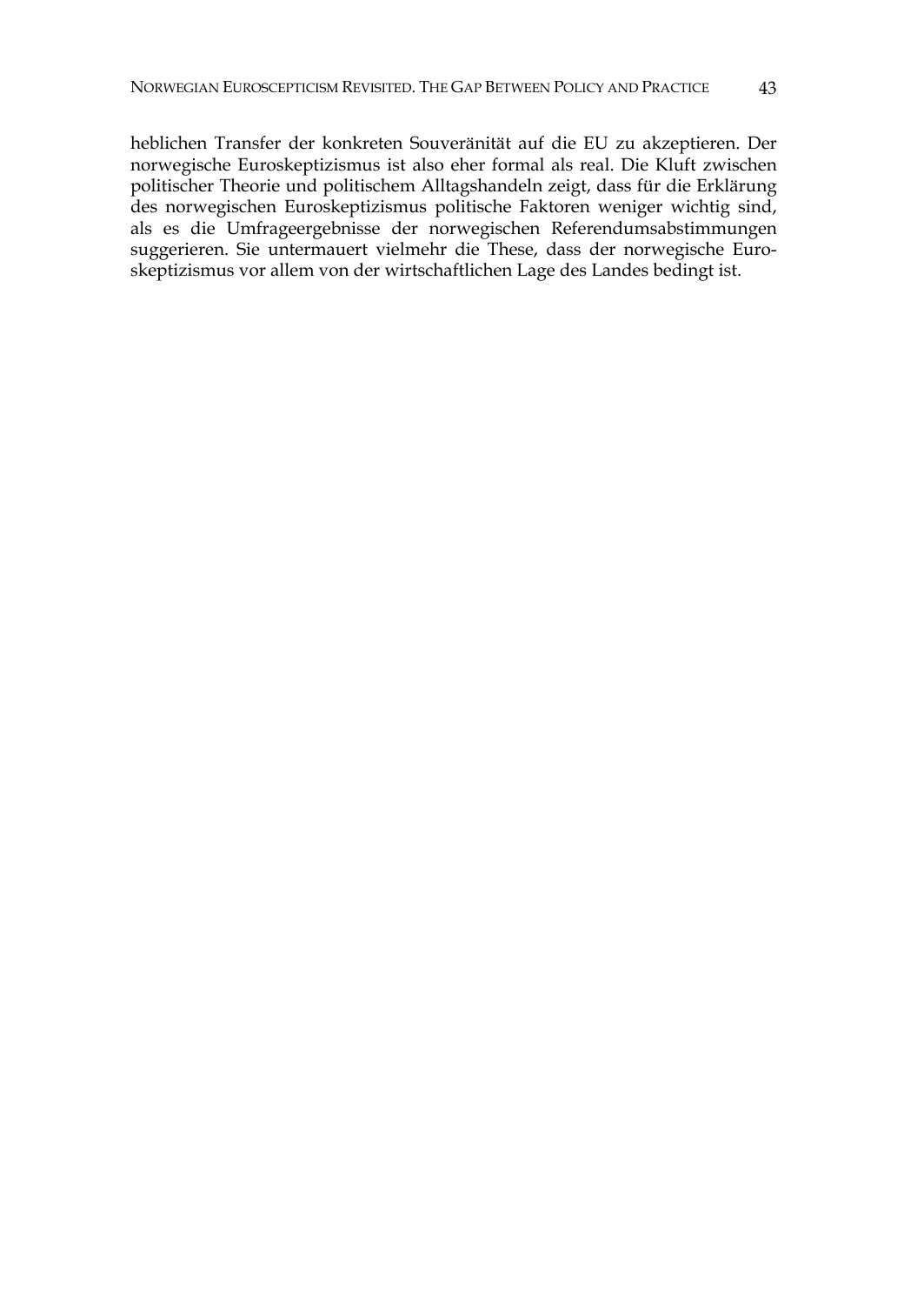heblichen Transfer der konkreten Souveränität auf die EU zu akzeptieren. Der norwegische Euroskeptizismus ist also eher formal als real. Die Kluft zwischen politischer Theorie und politischem Alltagshandeln zeigt, dass für die Erklärung des norwegischen Euroskeptizismus politische Faktoren weniger wichtig sind, als es die Umfrageergebnisse der norwegischen Referendumsabstimmungen suggerieren. Sie untermauert vielmehr die These, dass der norwegische Euroskeptizismus vor allem von der wirtschaftlichen Lage des Landes bedingt ist.